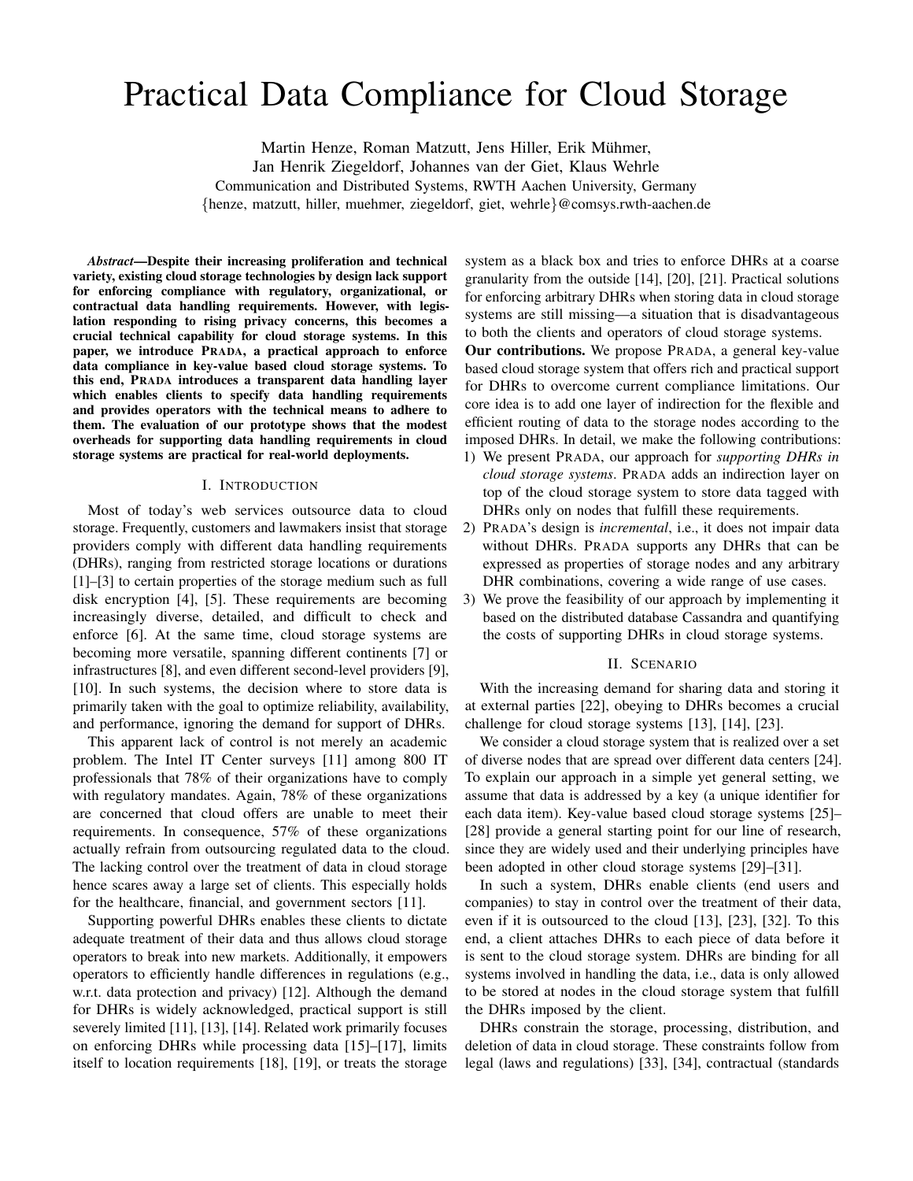# Practical Data Compliance for Cloud Storage

Martin Henze, Roman Matzutt, Jens Hiller, Erik Mühmer,
Jan Henrik Ziegeldorf, Johannes van der Giet, Klaus Wehrle
Communication and Distributed Systems, RWTH Aachen University, Germany
{henze, matzutt, hiller, muehmer, ziegeldorf, giet, wehrle}@comsys.rwth-aachen.de

***Abstract*—Despite their increasing proliferation and technical variety, existing cloud storage technologies by design lack support for enforcing compliance with regulatory, organizational, or contractual data handling requirements. However, with legislation responding to rising privacy concerns, this becomes a crucial technical capability for cloud storage systems. In this paper, we introduce PRADA, a practical approach to enforce data compliance in key-value based cloud storage systems. To this end, PRADA introduces a transparent data handling layer which enables clients to specify data handling requirements and provides operators with the technical means to adhere to them. The evaluation of our prototype shows that the modest overheads for supporting data handling requirements in cloud storage systems are practical for real-world deployments.**

## I. Introduction

Most of today's web services outsource data to cloud storage. Frequently, customers and lawmakers insist that storage providers comply with different data handling requirements (DHRs), ranging from restricted storage locations or durations [1]–[3] to certain properties of the storage medium such as full disk encryption [4], [5]. These requirements are becoming increasingly diverse, detailed, and difficult to check and enforce [6]. At the same time, cloud storage systems are becoming more versatile, spanning different continents [7] or infrastructures [8], and even different second-level providers [9], [10]. In such systems, the decision where to store data is primarily taken with the goal to optimize reliability, availability, and performance, ignoring the demand for support of DHRs.

This apparent lack of control is not merely an academic problem. The Intel IT Center surveys [11] among 800 IT professionals that 78% of their organizations have to comply with regulatory mandates. Again, 78% of these organizations are concerned that cloud offers are unable to meet their requirements. In consequence, 57% of these organizations actually refrain from outsourcing regulated data to the cloud. The lacking control over the treatment of data in cloud storage hence scares away a large set of clients. This especially holds for the healthcare, financial, and government sectors [11].

Supporting powerful DHRs enables these clients to dictate adequate treatment of their data and thus allows cloud storage operators to break into new markets. Additionally, it empowers operators to efficiently handle differences in regulations (e.g., w.r.t. data protection and privacy) [12]. Although the demand for DHRs is widely acknowledged, practical support is still severely limited [11], [13], [14]. Related work primarily focuses on enforcing DHRs while processing data [15]–[17], limits itself to location requirements [18], [19], or treats the storage system as a black box and tries to enforce DHRs at a coarse granularity from the outside [14], [20], [21]. Practical solutions for enforcing arbitrary DHRs when storing data in cloud storage systems are still missing—a situation that is disadvantageous to both the clients and operators of cloud storage systems.

**Our contributions.** We propose PRADA, a general key-value based cloud storage system that offers rich and practical support for DHRs to overcome current compliance limitations. Our core idea is to add one layer of indirection for the flexible and efficient routing of data to the storage nodes according to the imposed DHRs. In detail, we make the following contributions:

1) We present PRADA, our approach for *supporting DHRs in cloud storage systems*. PRADA adds an indirection layer on top of the cloud storage system to store data tagged with DHRs only on nodes that fulfill these requirements.
2) PRADA's design is *incremental*, i.e., it does not impair data without DHRs. PRADA supports any DHRs that can be expressed as properties of storage nodes and any arbitrary DHR combinations, covering a wide range of use cases.
3) We prove the feasibility of our approach by implementing it based on the distributed database Cassandra and quantifying the costs of supporting DHRs in cloud storage systems.

## II. Scenario

With the increasing demand for sharing data and storing it at external parties [22], obeying to DHRs becomes a crucial challenge for cloud storage systems [13], [14], [23].

We consider a cloud storage system that is realized over a set of diverse nodes that are spread over different data centers [24]. To explain our approach in a simple yet general setting, we assume that data is addressed by a key (a unique identifier for each data item). Key-value based cloud storage systems [25]–[28] provide a general starting point for our line of research, since they are widely used and their underlying principles have been adopted in other cloud storage systems [29]–[31].

In such a system, DHRs enable clients (end users and companies) to stay in control over the treatment of their data, even if it is outsourced to the cloud [13], [23], [32]. To this end, a client attaches DHRs to each piece of data before it is sent to the cloud storage system. DHRs are binding for all systems involved in handling the data, i.e., data is only allowed to be stored at nodes in the cloud storage system that fulfill the DHRs imposed by the client.

DHRs constrain the storage, processing, distribution, and deletion of data in cloud storage. These constraints follow from legal (laws and regulations) [33], [34], contractual (standards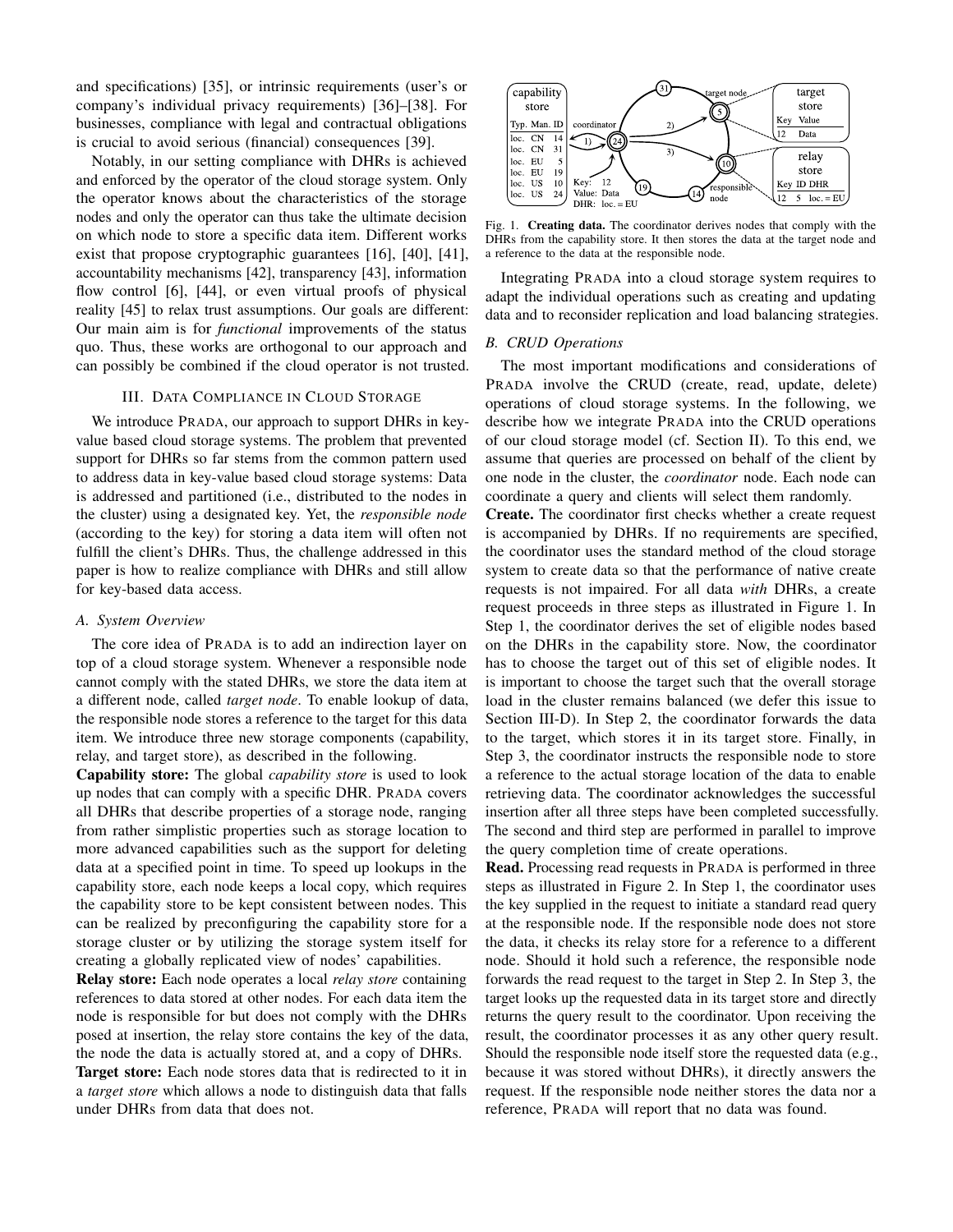and specifications) [35], or intrinsic requirements (user's or company's individual privacy requirements) [36]–[38]. For businesses, compliance with legal and contractual obligations is crucial to avoid serious (financial) consequences [39].

Notably, in our setting compliance with DHRs is achieved and enforced by the operator of the cloud storage system. Only the operator knows about the characteristics of the storage nodes and only the operator can thus take the ultimate decision on which node to store a specific data item. Different works exist that propose cryptographic guarantees [16], [40], [41], accountability mechanisms [42], transparency [43], information flow control [6], [44], or even virtual proofs of physical reality [45] to relax trust assumptions. Our goals are different: Our main aim is for *functional* improvements of the status quo. Thus, these works are orthogonal to our approach and can possibly be combined if the cloud operator is not trusted.

## III. Data Compliance in Cloud Storage

We introduce PRADA, our approach to support DHRs in key-value based cloud storage systems. The problem that prevented support for DHRs so far stems from the common pattern used to address data in key-value based cloud storage systems: Data is addressed and partitioned (i.e., distributed to the nodes in the cluster) using a designated key. Yet, the *responsible node* (according to the key) for storing a data item will often not fulfill the client's DHRs. Thus, the challenge addressed in this paper is how to realize compliance with DHRs and still allow for key-based data access.

### A. System Overview

The core idea of PRADA is to add an indirection layer on top of a cloud storage system. Whenever a responsible node cannot comply with the stated DHRs, we store the data item at a different node, called *target node*. To enable lookup of data, the responsible node stores a reference to the target for this data item. We introduce three new storage components (capability, relay, and target store), as described in the following.

**Capability store:** The global *capability store* is used to look up nodes that can comply with a specific DHR. PRADA covers all DHRs that describe properties of a storage node, ranging from rather simplistic properties such as storage location to more advanced capabilities such as the support for deleting data at a specified point in time. To speed up lookups in the capability store, each node keeps a local copy, which requires the capability store to be kept consistent between nodes. This can be realized by preconfiguring the capability store for a storage cluster or by utilizing the storage system itself for creating a globally replicated view of nodes' capabilities.

**Relay store:** Each node operates a local *relay store* containing references to data stored at other nodes. For each data item the node is responsible for but does not comply with the DHRs posed at insertion, the relay store contains the key of the data, the node the data is actually stored at, and a copy of DHRs.

**Target store:** Each node stores data that is redirected to it in a *target store* which allows a node to distinguish data that falls under DHRs from data that does not.

Fig. 1. **Creating data.** The coordinator derives nodes that comply with the DHRs from the capability store. It then stores the data at the target node and a reference to the data at the responsible node.

Integrating PRADA into a cloud storage system requires to adapt the individual operations such as creating and updating data and to reconsider replication and load balancing strategies.

### B. CRUD Operations

The most important modifications and considerations of PRADA involve the CRUD (create, read, update, delete) operations of cloud storage systems. In the following, we describe how we integrate PRADA into the CRUD operations of our cloud storage model (cf. Section II). To this end, we assume that queries are processed on behalf of the client by one node in the cluster, the *coordinator* node. Each node can coordinate a query and clients will select them randomly.

**Create.** The coordinator first checks whether a create request is accompanied by DHRs. If no requirements are specified, the coordinator uses the standard method of the cloud storage system to create data so that the performance of native create requests is not impaired. For all data *with* DHRs, a create request proceeds in three steps as illustrated in Figure 1. In Step 1, the coordinator derives the set of eligible nodes based on the DHRs in the capability store. Now, the coordinator has to choose the target out of this set of eligible nodes. It is important to choose the target such that the overall storage load in the cluster remains balanced (we defer this issue to Section III-D). In Step 2, the coordinator forwards the data to the target, which stores it in its target store. Finally, in Step 3, the coordinator instructs the responsible node to store a reference to the actual storage location of the data to enable retrieving data. The coordinator acknowledges the successful insertion after all three steps have been completed successfully. The second and third step are performed in parallel to improve the query completion time of create operations.

**Read.** Processing read requests in PRADA is performed in three steps as illustrated in Figure 2. In Step 1, the coordinator uses the key supplied in the request to initiate a standard read query at the responsible node. If the responsible node does not store the data, it checks its relay store for a reference to a different node. Should it hold such a reference, the responsible node forwards the read request to the target in Step 2. In Step 3, the target looks up the requested data in its target store and directly returns the query result to the coordinator. Upon receiving the result, the coordinator processes it as any other query result. Should the responsible node itself store the requested data (e.g., because it was stored without DHRs), it directly answers the request. If the responsible node neither stores the data nor a reference, PRADA will report that no data was found.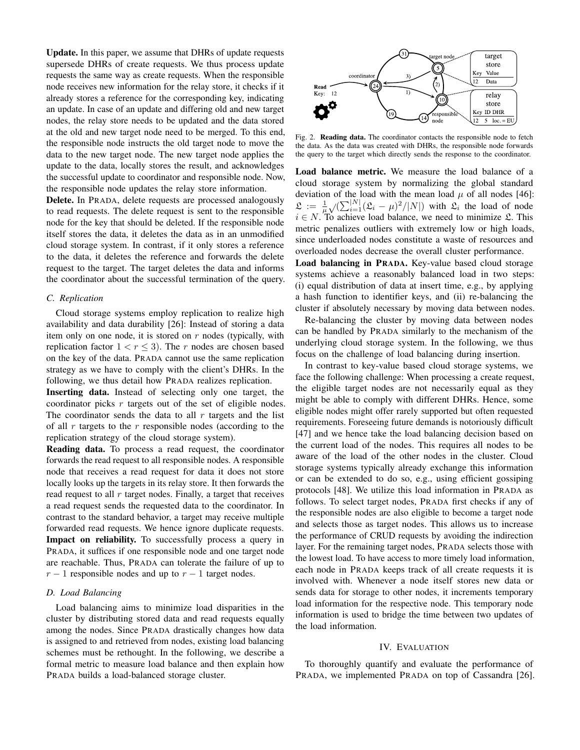**Update.** In this paper, we assume that DHRs of update requests supersede DHRs of create requests. We thus process update requests the same way as create requests. When the responsible node receives new information for the relay store, it checks if it already stores a reference for the corresponding key, indicating an update. In case of an update and differing old and new target nodes, the relay store needs to be updated and the data stored at the old and new target node need to be merged. To this end, the responsible node instructs the old target node to move the data to the new target node. The new target node applies the update to the data, locally stores the result, and acknowledges the successful update to coordinator and responsible node. Now, the responsible node updates the relay store information.

**Delete.** In PRADA, delete requests are processed analogously to read requests. The delete request is sent to the responsible node for the key that should be deleted. If the responsible node itself stores the data, it deletes the data as in an unmodified cloud storage system. In contrast, if it only stores a reference to the data, it deletes the reference and forwards the delete request to the target. The target deletes the data and informs the coordinator about the successful termination of the query.

### C. Replication

Cloud storage systems employ replication to realize high availability and data durability [26]: Instead of storing a data item only on one node, it is stored on $r$ nodes (typically, with replication factor $1 < r \leq 3$). The $r$ nodes are chosen based on the key of the data. PRADA cannot use the same replication strategy as we have to comply with the client's DHRs. In the following, we thus detail how PRADA realizes replication.

**Inserting data.** Instead of selecting only one target, the coordinator picks $r$ targets out of the set of eligible nodes. The coordinator sends the data to all $r$ targets and the list of all $r$ targets to the $r$ responsible nodes (according to the replication strategy of the cloud storage system).

**Reading data.** To process a read request, the coordinator forwards the read request to all responsible nodes. A responsible node that receives a read request for data it does not store locally looks up the targets in its relay store. It then forwards the read request to all $r$ target nodes. Finally, a target that receives a read request sends the requested data to the coordinator. In contrast to the standard behavior, a target may receive multiple forwarded read requests. We hence ignore duplicate requests.

**Impact on reliability.** To successfully process a query in PRADA, it suffices if one responsible node and one target node are reachable. Thus, PRADA can tolerate the failure of up to $r-1$ responsible nodes and up to $r-1$ target nodes.

### D. Load Balancing

Load balancing aims to minimize load disparities in the cluster by distributing stored data and read requests equally among the nodes. Since PRADA drastically changes how data is assigned to and retrieved from nodes, existing load balancing schemes must be rethought. In the following, we describe a formal metric to measure load balance and then explain how PRADA builds a load-balanced storage cluster.

Fig. 2. **Reading data.** The coordinator contacts the responsible node to fetch the data. As the data was created with DHRs, the responsible node forwards the query to the target which directly sends the response to the coordinator.

**Load balance metric.** We measure the load balance of a cloud storage system by normalizing the global standard deviation of the load with the mean load $\mu$ of all nodes [46]: $\mathfrak{L} := \frac{1}{\mu}\sqrt{(\sum_{i=1}^{|N|}(\mathfrak{L}_i - \mu)^2/|N|)}$ with $\mathfrak{L}_i$ the load of node $i \in N$. To achieve load balance, we need to minimize $\mathfrak{L}$. This metric penalizes outliers with extremely low or high loads, since underloaded nodes constitute a waste of resources and overloaded nodes decrease the overall cluster performance.

**Load balancing in PRADA.** Key-value based cloud storage systems achieve a reasonably balanced load in two steps: (i) equal distribution of data at insert time, e.g., by applying a hash function to identifier keys, and (ii) re-balancing the cluster if absolutely necessary by moving data between nodes.

Re-balancing the cluster by moving data between nodes can be handled by PRADA similarly to the mechanism of the underlying cloud storage system. In the following, we thus focus on the challenge of load balancing during insertion.

In contrast to key-value based cloud storage systems, we face the following challenge: When processing a create request, the eligible target nodes are not necessarily equal as they might be able to comply with different DHRs. Hence, some eligible nodes might offer rarely supported but often requested requirements. Foreseeing future demands is notoriously difficult [47] and we hence take the load balancing decision based on the current load of the nodes. This requires all nodes to be aware of the load of the other nodes in the cluster. Cloud storage systems typically already exchange this information or can be extended to do so, e.g., using efficient gossiping protocols [48]. We utilize this load information in PRADA as follows. To select target nodes, PRADA first checks if any of the responsible nodes are also eligible to become a target node and selects those as target nodes. This allows us to increase the performance of CRUD requests by avoiding the indirection layer. For the remaining target nodes, PRADA selects those with the lowest load. To have access to more timely load information, each node in PRADA keeps track of all create requests it is involved with. Whenever a node itself stores new data or sends data for storage to other nodes, it increments temporary load information for the respective node. This temporary node information is used to bridge the time between two updates of the load information.

## IV. EVALUATION

To thoroughly quantify and evaluate the performance of PRADA, we implemented PRADA on top of Cassandra [26].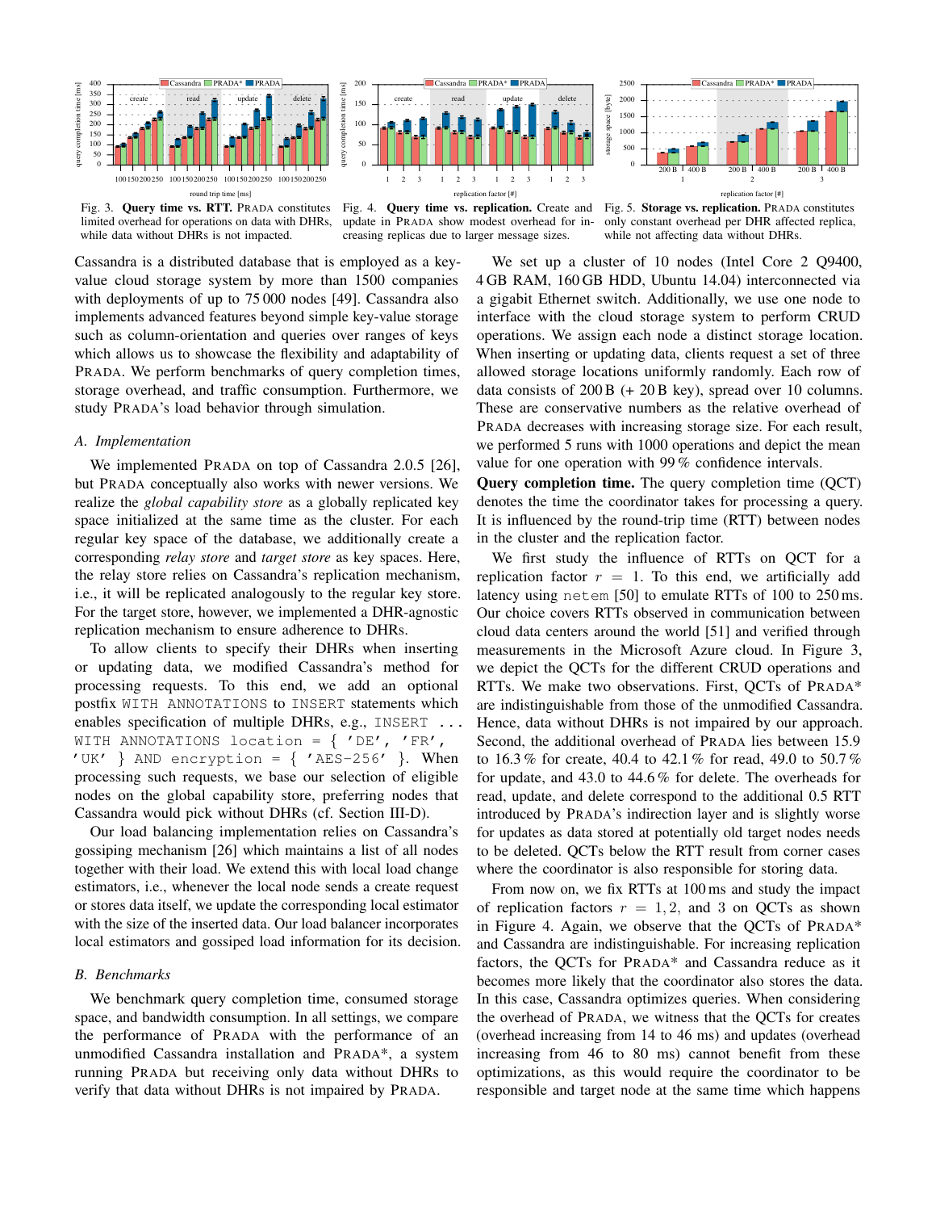Fig. 3. **Query time vs. RTT.** PRADA constitutes limited overhead for operations on data with DHRs, while data without DHRs is not impacted.

Fig. 4. **Query time vs. replication.** Create and update in PRADA show modest overhead for increasing replicas due to larger message sizes.

Fig. 5. **Storage vs. replication.** PRADA constitutes only constant overhead per DHR affected replica, while not affecting data without DHRs.

Cassandra is a distributed database that is employed as a key-value cloud storage system by more than 1500 companies with deployments of up to 75 000 nodes [49]. Cassandra also implements advanced features beyond simple key-value storage such as column-orientation and queries over ranges of keys which allows us to showcase the flexibility and adaptability of PRADA. We perform benchmarks of query completion times, storage overhead, and traffic consumption. Furthermore, we study PRADA's load behavior through simulation.

### A. Implementation

We implemented PRADA on top of Cassandra 2.0.5 [26], but PRADA conceptually also works with newer versions. We realize the *global capability store* as a globally replicated key space initialized at the same time as the cluster. For each regular key space of the database, we additionally create a corresponding *relay store* and *target store* as key spaces. Here, the relay store relies on Cassandra's replication mechanism, i.e., it will be replicated analogously to the regular key store. For the target store, however, we implemented a DHR-agnostic replication mechanism to ensure adherence to DHRs.

To allow clients to specify their DHRs when inserting or updating data, we modified Cassandra's method for processing requests. To this end, we add an optional postfix `WITH ANNOTATIONS` to `INSERT` statements which enables specification of multiple DHRs, e.g., `INSERT ... WITH ANNOTATIONS location = { 'DE', 'FR', 'UK' } AND encryption = { 'AES-256' }`. When processing such requests, we base our selection of eligible nodes on the global capability store, preferring nodes that Cassandra would pick without DHRs (cf. Section III-D).

Our load balancing implementation relies on Cassandra's gossiping mechanism [26] which maintains a list of all nodes together with their load. We extend this with local load change estimators, i.e., whenever the local node sends a create request or stores data itself, we update the corresponding local estimator with the size of the inserted data. Our load balancer incorporates local estimators and gossiped load information for its decision.

### B. Benchmarks

We benchmark query completion time, consumed storage space, and bandwidth consumption. In all settings, we compare the performance of PRADA with the performance of an unmodified Cassandra installation and PRADA*, a system running PRADA but receiving only data without DHRs to verify that data without DHRs is not impaired by PRADA.

We set up a cluster of 10 nodes (Intel Core 2 Q9400, 4 GB RAM, 160 GB HDD, Ubuntu 14.04) interconnected via a gigabit Ethernet switch. Additionally, we use one node to interface with the cloud storage system to perform CRUD operations. We assign each node a distinct storage location. When inserting or updating data, clients request a set of three allowed storage locations uniformly randomly. Each row of data consists of 200 B (+ 20 B key), spread over 10 columns. These are conservative numbers as the relative overhead of PRADA decreases with increasing storage size. For each result, we performed 5 runs with 1000 operations and depict the mean value for one operation with 99 % confidence intervals.

**Query completion time.** The query completion time (QCT) denotes the time the coordinator takes for processing a query. It is influenced by the round-trip time (RTT) between nodes in the cluster and the replication factor.

We first study the influence of RTTs on QCT for a replication factor $r = 1$. To this end, we artificially add latency using `netem` [50] to emulate RTTs of 100 to 250 ms. Our choice covers RTTs observed in communication between cloud data centers around the world [51] and verified through measurements in the Microsoft Azure cloud. In Figure 3, we depict the QCTs for the different CRUD operations and RTTs. We make two observations. First, QCTs of PRADA* are indistinguishable from those of the unmodified Cassandra. Hence, data without DHRs is not impaired by our approach. Second, the additional overhead of PRADA lies between 15.9 to 16.3 % for create, 40.4 to 42.1 % for read, 49.0 to 50.7 % for update, and 43.0 to 44.6 % for delete. The overheads for read, update, and delete correspond to the additional 0.5 RTT introduced by PRADA's indirection layer and is slightly worse for updates as data stored at potentially old target nodes needs to be deleted. QCTs below the RTT result from corner cases where the coordinator is also responsible for storing data.

From now on, we fix RTTs at 100 ms and study the impact of replication factors $r = 1, 2,$ and 3 on QCTs as shown in Figure 4. Again, we observe that the QCTs of PRADA* and Cassandra are indistinguishable. For increasing replication factors, the QCTs for PRADA* and Cassandra reduce as it becomes more likely that the coordinator also stores the data. In this case, Cassandra optimizes queries. When considering the overhead of PRADA, we witness that the QCTs for creates (overhead increasing from 14 to 46 ms) and updates (overhead increasing from 46 to 80 ms) cannot benefit from these optimizations, as this would require the coordinator to be responsible and target node at the same time which happens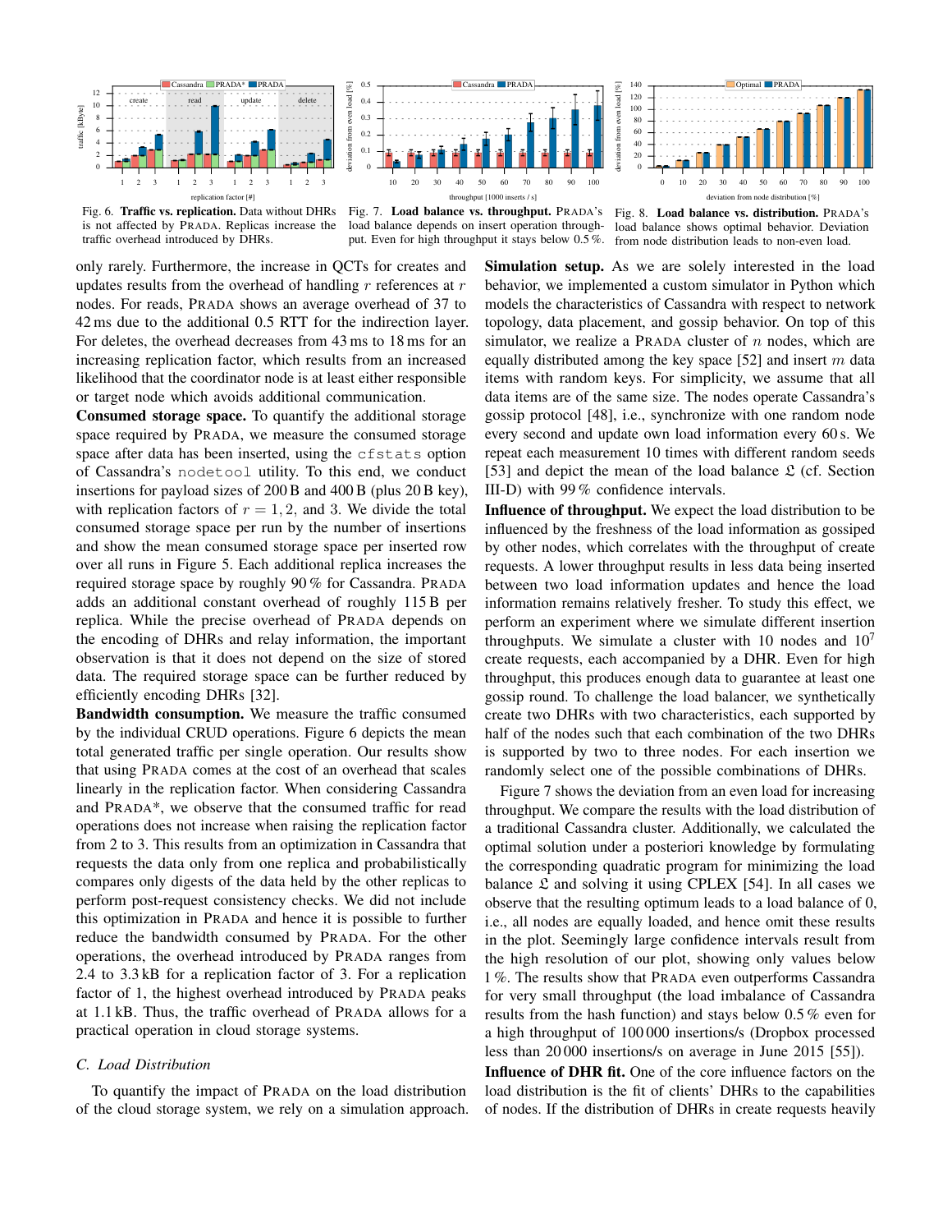Fig. 6. **Traffic vs. replication.** Data without DHRs is not affected by PRADA. Replicas increase the traffic overhead introduced by DHRs.

Fig. 7. **Load balance vs. throughput.** PRADA's load balance depends on insert operation throughput. Even for high throughput it stays below 0.5 %.

Fig. 8. **Load balance vs. distribution.** PRADA's load balance shows optimal behavior. Deviation from node distribution leads to non-even load.

only rarely. Furthermore, the increase in QCTs for creates and updates results from the overhead of handling $r$ references at $r$ nodes. For reads, PRADA shows an average overhead of 37 to 42 ms due to the additional 0.5 RTT for the indirection layer. For deletes, the overhead decreases from 43 ms to 18 ms for an increasing replication factor, which results from an increased likelihood that the coordinator node is at least either responsible or target node which avoids additional communication.

**Consumed storage space.** To quantify the additional storage space required by PRADA, we measure the consumed storage space after data has been inserted, using the `cfstats` option of Cassandra's `nodetool` utility. To this end, we conduct insertions for payload sizes of 200 B and 400 B (plus 20 B key), with replication factors of $r = 1, 2$, and 3. We divide the total consumed storage space per run by the number of insertions and show the mean consumed storage space per inserted row over all runs in Figure 5. Each additional replica increases the required storage space by roughly 90 % for Cassandra. PRADA adds an additional constant overhead of roughly 115 B per replica. While the precise overhead of PRADA depends on the encoding of DHRs and relay information, the important observation is that it does not depend on the size of stored data. The required storage space can be further reduced by efficiently encoding DHRs [32].

**Bandwidth consumption.** We measure the traffic consumed by the individual CRUD operations. Figure 6 depicts the mean total generated traffic per single operation. Our results show that using PRADA comes at the cost of an overhead that scales linearly in the replication factor. When considering Cassandra and PRADA*, we observe that the consumed traffic for read operations does not increase when raising the replication factor from 2 to 3. This results from an optimization in Cassandra that requests the data only from one replica and probabilistically compares only digests of the data held by the other replicas to perform post-request consistency checks. We did not include this optimization in PRADA and hence it is possible to further reduce the bandwidth consumed by PRADA. For the other operations, the overhead introduced by PRADA ranges from 2.4 to 3.3 kB for a replication factor of 3. For a replication factor of 1, the highest overhead introduced by PRADA peaks at 1.1 kB. Thus, the traffic overhead of PRADA allows for a practical operation in cloud storage systems.

### *C. Load Distribution*

To quantify the impact of PRADA on the load distribution of the cloud storage system, we rely on a simulation approach.

**Simulation setup.** As we are solely interested in the load behavior, we implemented a custom simulator in Python which models the characteristics of Cassandra with respect to network topology, data placement, and gossip behavior. On top of this simulator, we realize a PRADA cluster of $n$ nodes, which are equally distributed among the key space [52] and insert $m$ data items with random keys. For simplicity, we assume that all data items are of the same size. The nodes operate Cassandra's gossip protocol [48], i.e., synchronize with one random node every second and update own load information every 60 s. We repeat each measurement 10 times with different random seeds [53] and depict the mean of the load balance $\mathfrak{L}$ (cf. Section III-D) with 99 % confidence intervals.

**Influence of throughput.** We expect the load distribution to be influenced by the freshness of the load information as gossiped by other nodes, which correlates with the throughput of create requests. A lower throughput results in less data being inserted between two load information updates and hence the load information remains relatively fresher. To study this effect, we perform an experiment where we simulate different insertion throughputs. We simulate a cluster with 10 nodes and $10^7$ create requests, each accompanied by a DHR. Even for high throughput, this produces enough data to guarantee at least one gossip round. To challenge the load balancer, we synthetically create two DHRs with two characteristics, each supported by half of the nodes such that each combination of the two DHRs is supported by two to three nodes. For each insertion we randomly select one of the possible combinations of DHRs.

Figure 7 shows the deviation from an even load for increasing throughput. We compare the results with the load distribution of a traditional Cassandra cluster. Additionally, we calculated the optimal solution under a posteriori knowledge by formulating the corresponding quadratic program for minimizing the load balance $\mathfrak{L}$ and solving it using CPLEX [54]. In all cases we observe that the resulting optimum leads to a load balance of 0, i.e., all nodes are equally loaded, and hence omit these results in the plot. Seemingly large confidence intervals result from the high resolution of our plot, showing only values below 1 %. The results show that PRADA even outperforms Cassandra for very small throughput (the load imbalance of Cassandra results from the hash function) and stays below 0.5 % even for a high throughput of 100 000 insertions/s (Dropbox processed less than 20 000 insertions/s on average in June 2015 [55]).

**Influence of DHR fit.** One of the core influence factors on the load distribution is the fit of clients' DHRs to the capabilities of nodes. If the distribution of DHRs in create requests heavily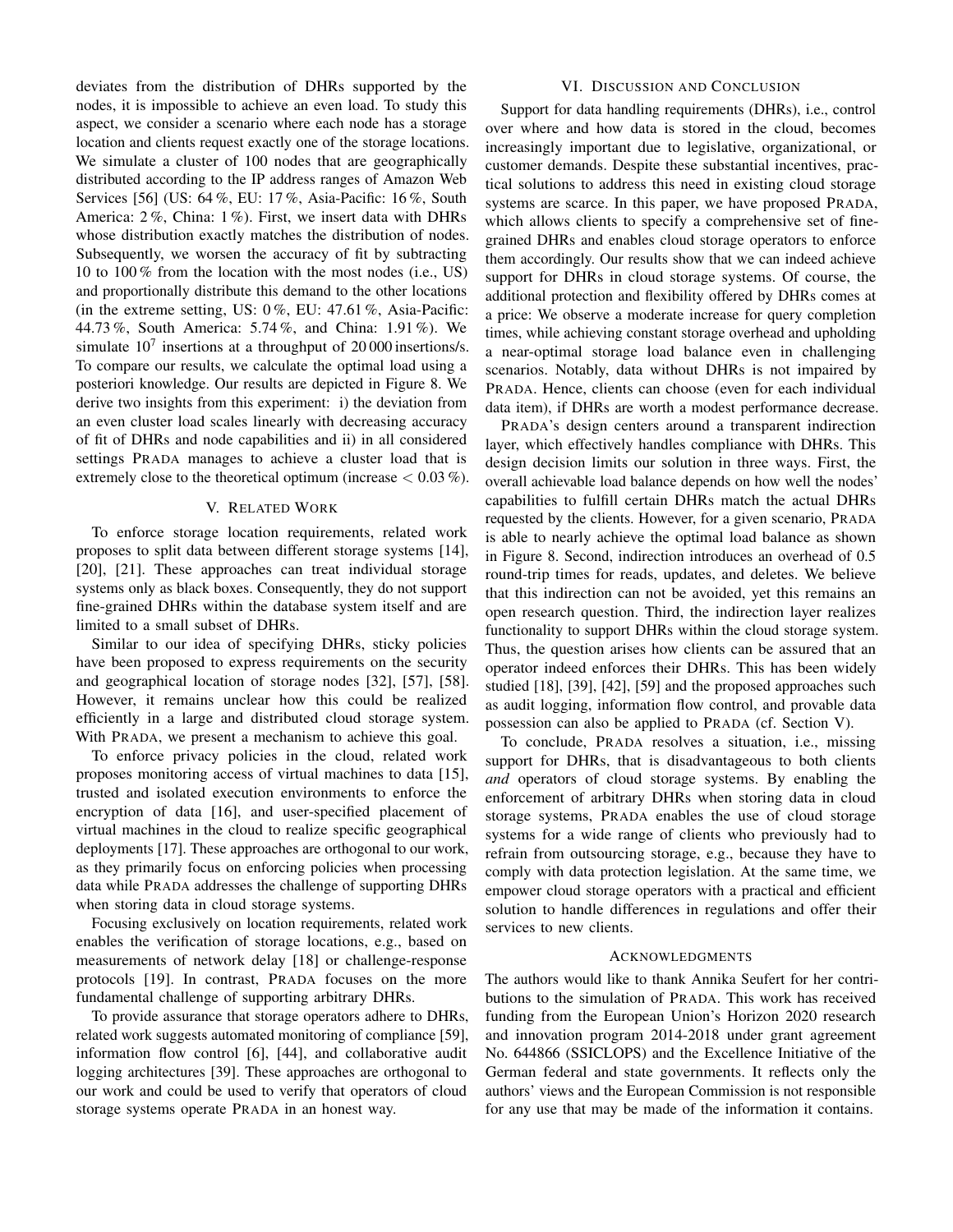deviates from the distribution of DHRs supported by the nodes, it is impossible to achieve an even load. To study this aspect, we consider a scenario where each node has a storage location and clients request exactly one of the storage locations. We simulate a cluster of 100 nodes that are geographically distributed according to the IP address ranges of Amazon Web Services [56] (US: 64 %, EU: 17 %, Asia-Pacific: 16 %, South America: 2 %, China: 1 %). First, we insert data with DHRs whose distribution exactly matches the distribution of nodes. Subsequently, we worsen the accuracy of fit by subtracting 10 to 100 % from the location with the most nodes (i.e., US) and proportionally distribute this demand to the other locations (in the extreme setting, US: 0 %, EU: 47.61 %, Asia-Pacific: 44.73 %, South America: 5.74 %, and China: 1.91 %). We simulate $10^7$ insertions at a throughput of 20 000 insertions/s. To compare our results, we calculate the optimal load using a posteriori knowledge. Our results are depicted in Figure 8. We derive two insights from this experiment: i) the deviation from an even cluster load scales linearly with decreasing accuracy of fit of DHRs and node capabilities and ii) in all considered settings PRADA manages to achieve a cluster load that is extremely close to the theoretical optimum (increase $< 0.03$ %).

## V. Related Work

To enforce storage location requirements, related work proposes to split data between different storage systems [14], [20], [21]. These approaches can treat individual storage systems only as black boxes. Consequently, they do not support fine-grained DHRs within the database system itself and are limited to a small subset of DHRs.

Similar to our idea of specifying DHRs, sticky policies have been proposed to express requirements on the security and geographical location of storage nodes [32], [57], [58]. However, it remains unclear how this could be realized efficiently in a large and distributed cloud storage system. With PRADA, we present a mechanism to achieve this goal.

To enforce privacy policies in the cloud, related work proposes monitoring access of virtual machines to data [15], trusted and isolated execution environments to enforce the encryption of data [16], and user-specified placement of virtual machines in the cloud to realize specific geographical deployments [17]. These approaches are orthogonal to our work, as they primarily focus on enforcing policies when processing data while PRADA addresses the challenge of supporting DHRs when storing data in cloud storage systems.

Focusing exclusively on location requirements, related work enables the verification of storage locations, e.g., based on measurements of network delay [18] or challenge-response protocols [19]. In contrast, PRADA focuses on the more fundamental challenge of supporting arbitrary DHRs.

To provide assurance that storage operators adhere to DHRs, related work suggests automated monitoring of compliance [59], information flow control [6], [44], and collaborative audit logging architectures [39]. These approaches are orthogonal to our work and could be used to verify that operators of cloud storage systems operate PRADA in an honest way.

## VI. Discussion and Conclusion

Support for data handling requirements (DHRs), i.e., control over where and how data is stored in the cloud, becomes increasingly important due to legislative, organizational, or customer demands. Despite these substantial incentives, practical solutions to address this need in existing cloud storage systems are scarce. In this paper, we have proposed PRADA, which allows clients to specify a comprehensive set of fine-grained DHRs and enables cloud storage operators to enforce them accordingly. Our results show that we can indeed achieve support for DHRs in cloud storage systems. Of course, the additional protection and flexibility offered by DHRs comes at a price: We observe a moderate increase for query completion times, while achieving constant storage overhead and upholding a near-optimal storage load balance even in challenging scenarios. Notably, data without DHRs is not impaired by PRADA. Hence, clients can choose (even for each individual data item), if DHRs are worth a modest performance decrease.

PRADA's design centers around a transparent indirection layer, which effectively handles compliance with DHRs. This design decision limits our solution in three ways. First, the overall achievable load balance depends on how well the nodes' capabilities to fulfill certain DHRs match the actual DHRs requested by the clients. However, for a given scenario, PRADA is able to nearly achieve the optimal load balance as shown in Figure 8. Second, indirection introduces an overhead of 0.5 round-trip times for reads, updates, and deletes. We believe that this indirection can not be avoided, yet this remains an open research question. Third, the indirection layer realizes functionality to support DHRs within the cloud storage system. Thus, the question arises how clients can be assured that an operator indeed enforces their DHRs. This has been widely studied [18], [39], [42], [59] and the proposed approaches such as audit logging, information flow control, and provable data possession can also be applied to PRADA (cf. Section V).

To conclude, PRADA resolves a situation, i.e., missing support for DHRs, that is disadvantageous to both clients *and* operators of cloud storage systems. By enabling the enforcement of arbitrary DHRs when storing data in cloud storage systems, PRADA enables the use of cloud storage systems for a wide range of clients who previously had to refrain from outsourcing storage, e.g., because they have to comply with data protection legislation. At the same time, we empower cloud storage operators with a practical and efficient solution to handle differences in regulations and offer their services to new clients.

## Acknowledgments

The authors would like to thank Annika Seufert for her contributions to the simulation of PRADA. This work has received funding from the European Union's Horizon 2020 research and innovation program 2014-2018 under grant agreement No. 644866 (SSICLOPS) and the Excellence Initiative of the German federal and state governments. It reflects only the authors' views and the European Commission is not responsible for any use that may be made of the information it contains.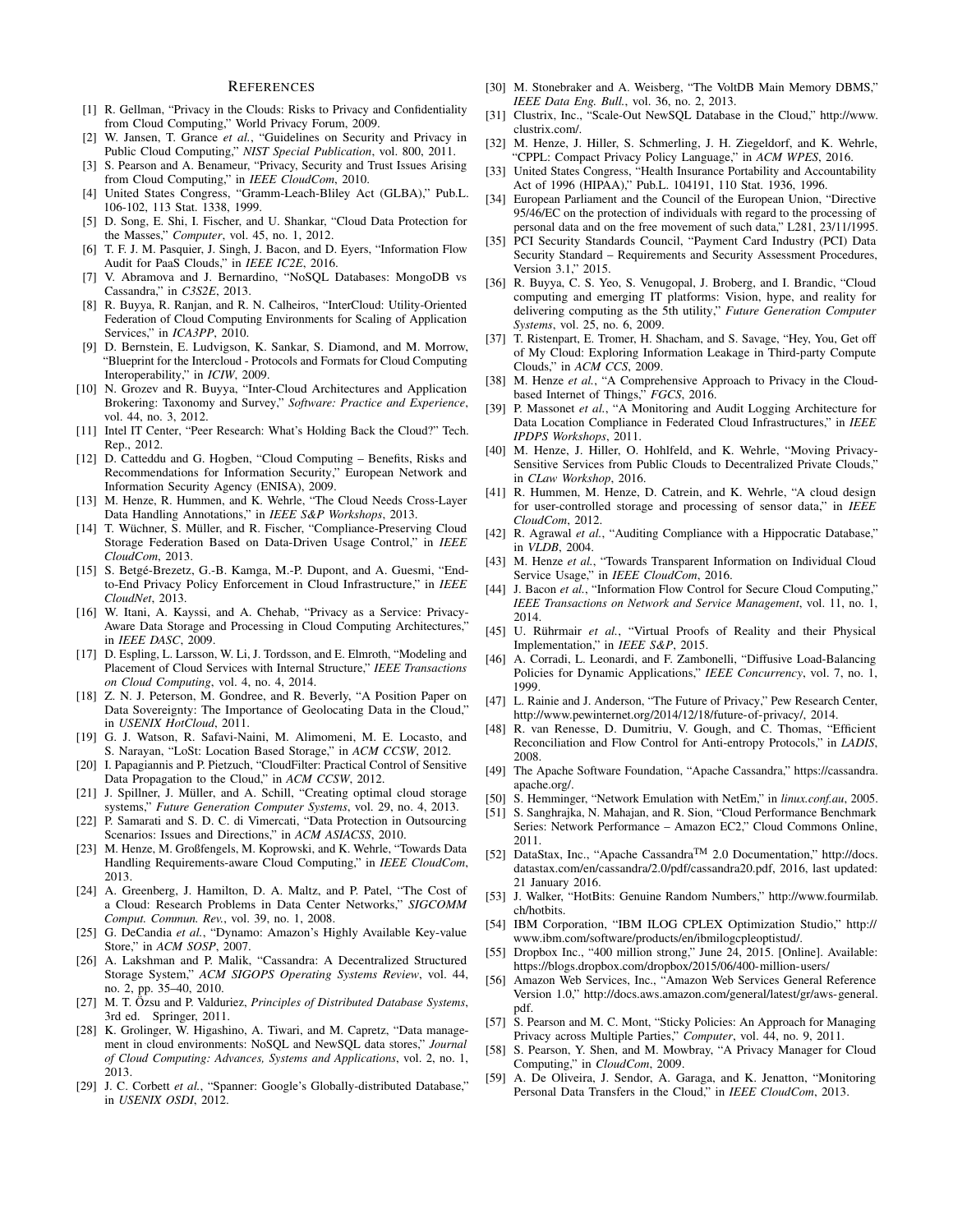## REFERENCES

[1] R. Gellman, "Privacy in the Clouds: Risks to Privacy and Confidentiality from Cloud Computing," World Privacy Forum, 2009.

[2] W. Jansen, T. Grance *et al.*, "Guidelines on Security and Privacy in Public Cloud Computing," *NIST Special Publication*, vol. 800, 2011.

[3] S. Pearson and A. Benameur, "Privacy, Security and Trust Issues Arising from Cloud Computing," in *IEEE CloudCom*, 2010.

[4] United States Congress, "Gramm-Leach-Bliley Act (GLBA)," Pub.L. 106-102, 113 Stat. 1338, 1999.

[5] D. Song, E. Shi, I. Fischer, and U. Shankar, "Cloud Data Protection for the Masses," *Computer*, vol. 45, no. 1, 2012.

[6] T. F. J. M. Pasquier, J. Singh, J. Bacon, and D. Eyers, "Information Flow Audit for PaaS Clouds," in *IEEE IC2E*, 2016.

[7] V. Abramova and J. Bernardino, "NoSQL Databases: MongoDB vs Cassandra," in *C3S2E*, 2013.

[8] R. Buyya, R. Ranjan, and R. N. Calheiros, "InterCloud: Utility-Oriented Federation of Cloud Computing Environments for Scaling of Application Services," in *ICA3PP*, 2010.

[9] D. Bernstein, E. Ludvigson, K. Sankar, S. Diamond, and M. Morrow, "Blueprint for the Intercloud - Protocols and Formats for Cloud Computing Interoperability," in *ICIW*, 2009.

[10] N. Grozev and R. Buyya, "Inter-Cloud Architectures and Application Brokering: Taxonomy and Survey," *Software: Practice and Experience*, vol. 44, no. 3, 2012.

[11] Intel IT Center, "Peer Research: What's Holding Back the Cloud?" Tech. Rep., 2012.

[12] D. Catteddu and G. Hogben, "Cloud Computing – Benefits, Risks and Recommendations for Information Security," European Network and Information Security Agency (ENISA), 2009.

[13] M. Henze, R. Hummen, and K. Wehrle, "The Cloud Needs Cross-Layer Data Handling Annotations," in *IEEE S&P Workshops*, 2013.

[14] T. Wüchner, S. Müller, and R. Fischer, "Compliance-Preserving Cloud Storage Federation Based on Data-Driven Usage Control," in *IEEE CloudCom*, 2013.

[15] S. Betgé-Brezetz, G.-B. Kamga, M.-P. Dupont, and A. Guesmi, "End-to-End Privacy Policy Enforcement in Cloud Infrastructure," in *IEEE CloudNet*, 2013.

[16] W. Itani, A. Kayssi, and A. Chehab, "Privacy as a Service: Privacy-Aware Data Storage and Processing in Cloud Computing Architectures," in *IEEE DASC*, 2009.

[17] D. Espling, L. Larsson, W. Li, J. Tordsson, and E. Elmroth, "Modeling and Placement of Cloud Services with Internal Structure," *IEEE Transactions on Cloud Computing*, vol. 4, no. 4, 2014.

[18] Z. N. J. Peterson, M. Gondree, and R. Beverly, "A Position Paper on Data Sovereignty: The Importance of Geolocating Data in the Cloud," in *USENIX HotCloud*, 2011.

[19] G. J. Watson, R. Safavi-Naini, M. Alimomeni, M. E. Locasto, and S. Narayan, "LoSt: Location Based Storage," in *ACM CCSW*, 2012.

[20] I. Papagiannis and P. Pietzuch, "CloudFilter: Practical Control of Sensitive Data Propagation to the Cloud," in *ACM CCSW*, 2012.

[21] J. Spillner, J. Müller, and A. Schill, "Creating optimal cloud storage systems," *Future Generation Computer Systems*, vol. 29, no. 4, 2013.

[22] P. Samarati and S. D. C. di Vimercati, "Data Protection in Outsourcing Scenarios: Issues and Directions," in *ACM ASIACSS*, 2010.

[23] M. Henze, M. Großfengels, M. Koprowski, and K. Wehrle, "Towards Data Handling Requirements-aware Cloud Computing," in *IEEE CloudCom*, 2013.

[24] A. Greenberg, J. Hamilton, D. A. Maltz, and P. Patel, "The Cost of a Cloud: Research Problems in Data Center Networks," *SIGCOMM Comput. Commun. Rev.*, vol. 39, no. 1, 2008.

[25] G. DeCandia *et al.*, "Dynamo: Amazon's Highly Available Key-value Store," in *ACM SOSP*, 2007.

[26] A. Lakshman and P. Malik, "Cassandra: A Decentralized Structured Storage System," *ACM SIGOPS Operating Systems Review*, vol. 44, no. 2, pp. 35–40, 2010.

[27] M. T. Özsu and P. Valduriez, *Principles of Distributed Database Systems*, 3rd ed. Springer, 2011.

[28] K. Grolinger, W. Higashino, A. Tiwari, and M. Capretz, "Data management in cloud environments: NoSQL and NewSQL data stores," *Journal of Cloud Computing: Advances, Systems and Applications*, vol. 2, no. 1, 2013.

[29] J. C. Corbett *et al.*, "Spanner: Google's Globally-distributed Database," in *USENIX OSDI*, 2012.

[30] M. Stonebraker and A. Weisberg, "The VoltDB Main Memory DBMS," *IEEE Data Eng. Bull.*, vol. 36, no. 2, 2013.

[31] Clustrix, Inc., "Scale-Out NewSQL Database in the Cloud," http://www.clustrix.com/.

[32] M. Henze, J. Hiller, S. Schmerling, J. H. Ziegeldorf, and K. Wehrle, "CPPL: Compact Privacy Policy Language," in *ACM WPES*, 2016.

[33] United States Congress, "Health Insurance Portability and Accountability Act of 1996 (HIPAA)," Pub.L. 104191, 110 Stat. 1936, 1996.

[34] European Parliament and the Council of the European Union, "Directive 95/46/EC on the protection of individuals with regard to the processing of personal data and on the free movement of such data," L281, 23/11/1995.

[35] PCI Security Standards Council, "Payment Card Industry (PCI) Data Security Standard – Requirements and Security Assessment Procedures, Version 3.1," 2015.

[36] R. Buyya, C. S. Yeo, S. Venugopal, J. Broberg, and I. Brandic, "Cloud computing and emerging IT platforms: Vision, hype, and reality for delivering computing as the 5th utility," *Future Generation Computer Systems*, vol. 25, no. 6, 2009.

[37] T. Ristenpart, E. Tromer, H. Shacham, and S. Savage, "Hey, You, Get off of My Cloud: Exploring Information Leakage in Third-party Compute Clouds," in *ACM CCS*, 2009.

[38] M. Henze *et al.*, "A Comprehensive Approach to Privacy in the Cloud-based Internet of Things," *FGCS*, 2016.

[39] P. Massonet *et al.*, "A Monitoring and Audit Logging Architecture for Data Location Compliance in Federated Cloud Infrastructures," in *IEEE IPDPS Workshops*, 2011.

[40] M. Henze, J. Hiller, O. Hohlfeld, and K. Wehrle, "Moving Privacy-Sensitive Services from Public Clouds to Decentralized Private Clouds," in *CLaw Workshop*, 2016.

[41] R. Hummen, M. Henze, D. Catrein, and K. Wehrle, "A cloud design for user-controlled storage and processing of sensor data," in *IEEE CloudCom*, 2012.

[42] R. Agrawal *et al.*, "Auditing Compliance with a Hippocratic Database," in *VLDB*, 2004.

[43] M. Henze *et al.*, "Towards Transparent Information on Individual Cloud Service Usage," in *IEEE CloudCom*, 2016.

[44] J. Bacon *et al.*, "Information Flow Control for Secure Cloud Computing," *IEEE Transactions on Network and Service Management*, vol. 11, no. 1, 2014.

[45] U. Rührmair *et al.*, "Virtual Proofs of Reality and their Physical Implementation," in *IEEE S&P*, 2015.

[46] A. Corradi, L. Leonardi, and F. Zambonelli, "Diffusive Load-Balancing Policies for Dynamic Applications," *IEEE Concurrency*, vol. 7, no. 1, 1999.

[47] L. Rainie and J. Anderson, "The Future of Privacy," Pew Research Center, http://www.pewinternet.org/2014/12/18/future-of-privacy/, 2014.

[48] R. van Renesse, D. Dumitriu, V. Gough, and C. Thomas, "Efficient Reconciliation and Flow Control for Anti-entropy Protocols," in *LADIS*, 2008.

[49] The Apache Software Foundation, "Apache Cassandra," https://cassandra.apache.org/.

[50] S. Hemminger, "Network Emulation with NetEm," in *linux.conf.au*, 2005.

[51] S. Sanghrajka, N. Mahajan, and R. Sion, "Cloud Performance Benchmark Series: Network Performance – Amazon EC2," Cloud Commons Online, 2011.

[52] DataStax, Inc., "Apache Cassandra™ 2.0 Documentation," http://docs.datastax.com/en/cassandra/2.0/pdf/cassandra20.pdf, 2016, last updated: 21 January 2016.

[53] J. Walker, "HotBits: Genuine Random Numbers," http://www.fourmilab.ch/hotbits.

[54] IBM Corporation, "IBM ILOG CPLEX Optimization Studio," http://www.ibm.com/software/products/en/ibmilogcpleoptistud/.

[55] Dropbox Inc., "400 million strong," June 24, 2015. [Online]. Available: https://blogs.dropbox.com/dropbox/2015/06/400-million-users/

[56] Amazon Web Services, Inc., "Amazon Web Services General Reference Version 1.0," http://docs.aws.amazon.com/general/latest/gr/aws-general.pdf.

[57] S. Pearson and M. C. Mont, "Sticky Policies: An Approach for Managing Privacy across Multiple Parties," *Computer*, vol. 44, no. 9, 2011.

[58] S. Pearson, Y. Shen, and M. Mowbray, "A Privacy Manager for Cloud Computing," in *CloudCom*, 2009.

[59] A. De Oliveira, J. Sendor, A. Garaga, and K. Jenatton, "Monitoring Personal Data Transfers in the Cloud," in *IEEE CloudCom*, 2013.